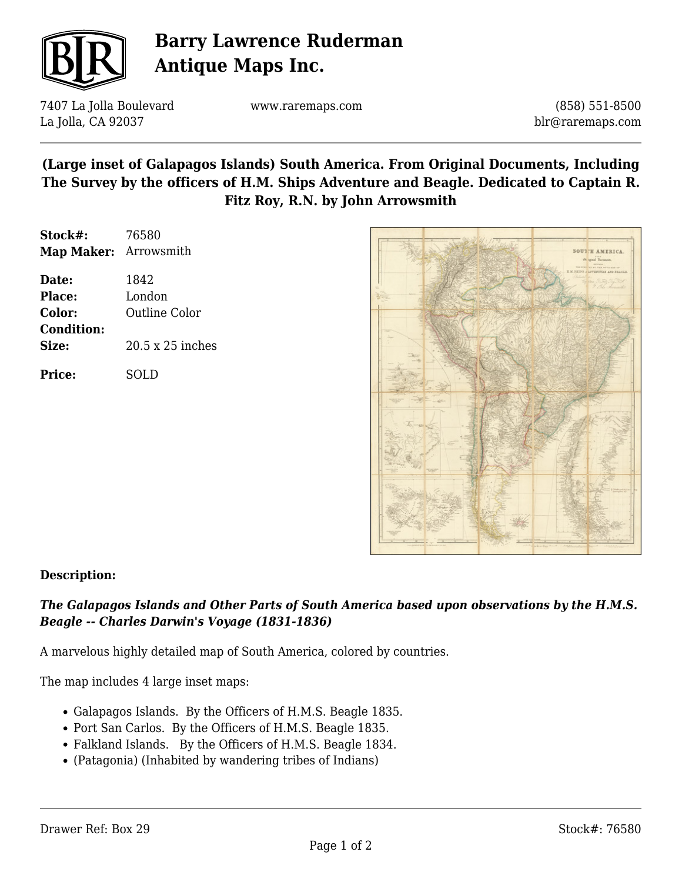# Barry Lawrence Ruderman Antique Maps Inc.

7407 La Jolla Boulevard
La Jolla, CA 92037

www.raremaps.com

(858) 551-8500
blr@raremaps.com

## (Large inset of Galapagos Islands) South America. From Original Documents, Including The Survey by the officers of H.M. Ships Adventure and Beagle. Dedicated to Captain R. Fitz Roy, R.N. by John Arrowsmith

**Stock#:** 76580
**Map Maker:** Arrowsmith

**Date:** 1842
**Place:** London
**Color:** Outline Color
**Condition:**
**Size:** 20.5 x 25 inches

**Price:** SOLD

**Description:**

***The Galapagos Islands and Other Parts of South America based upon observations by the H.M.S. Beagle -- Charles Darwin's Voyage (1831-1836)***

A marvelous highly detailed map of South America, colored by countries.

The map includes 4 large inset maps:

- Galapagos Islands. By the Officers of H.M.S. Beagle 1835.
- Port San Carlos. By the Officers of H.M.S. Beagle 1835.
- Falkland Islands. By the Officers of H.M.S. Beagle 1834.
- (Patagonia) (Inhabited by wandering tribes of Indians)

Drawer Ref: Box 29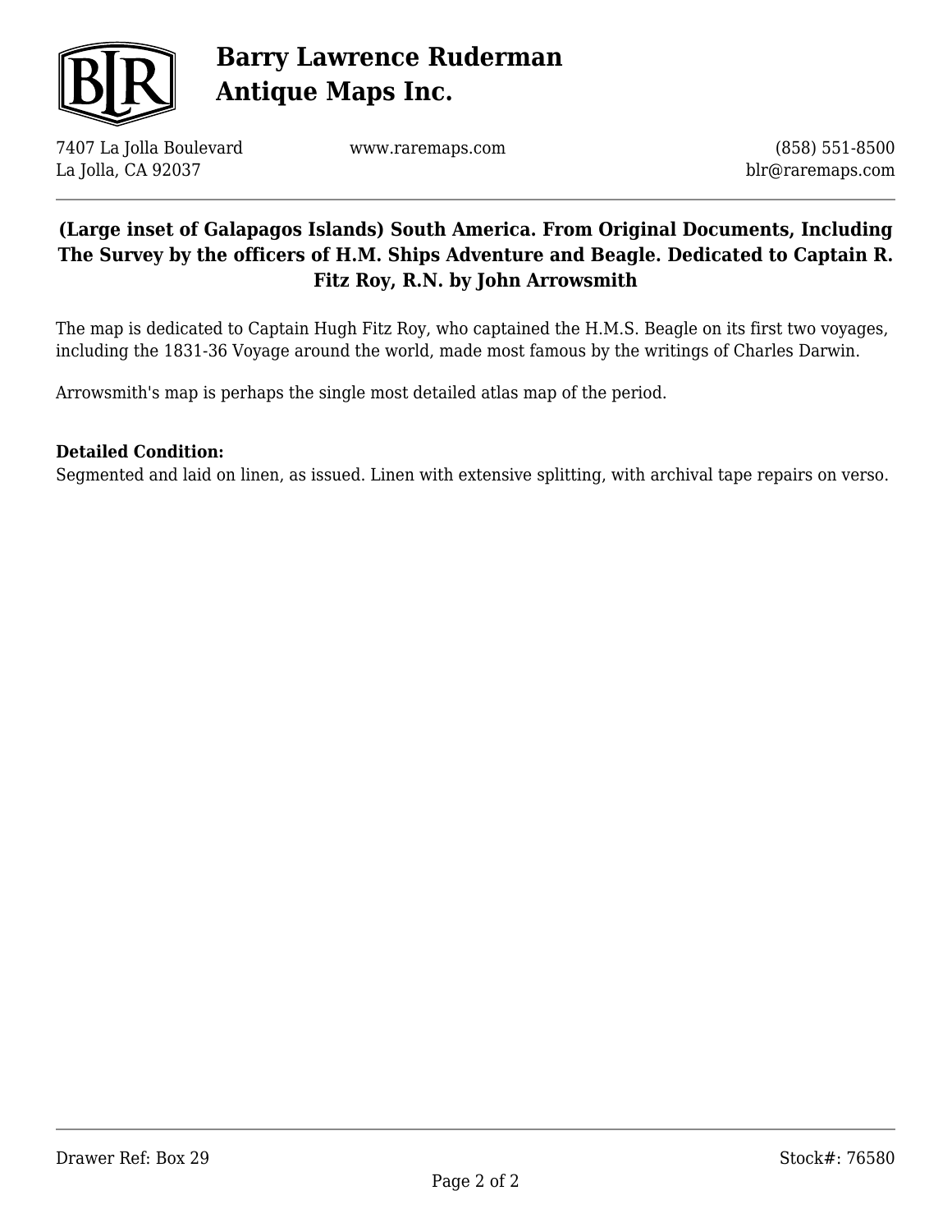## (Large inset of Galapagos Islands) South America. From Original Documents, Including The Survey by the officers of H.M. Ships Adventure and Beagle. Dedicated to Captain R. Fitz Roy, R.N. by John Arrowsmith

The map is dedicated to Captain Hugh Fitz Roy, who captained the H.M.S. Beagle on its first two voyages, including the 1831-36 Voyage around the world, made most famous by the writings of Charles Darwin.

Arrowsmith's map is perhaps the single most detailed atlas map of the period.

**Detailed Condition:**
Segmented and laid on linen, as issued. Linen with extensive splitting, with archival tape repairs on verso.